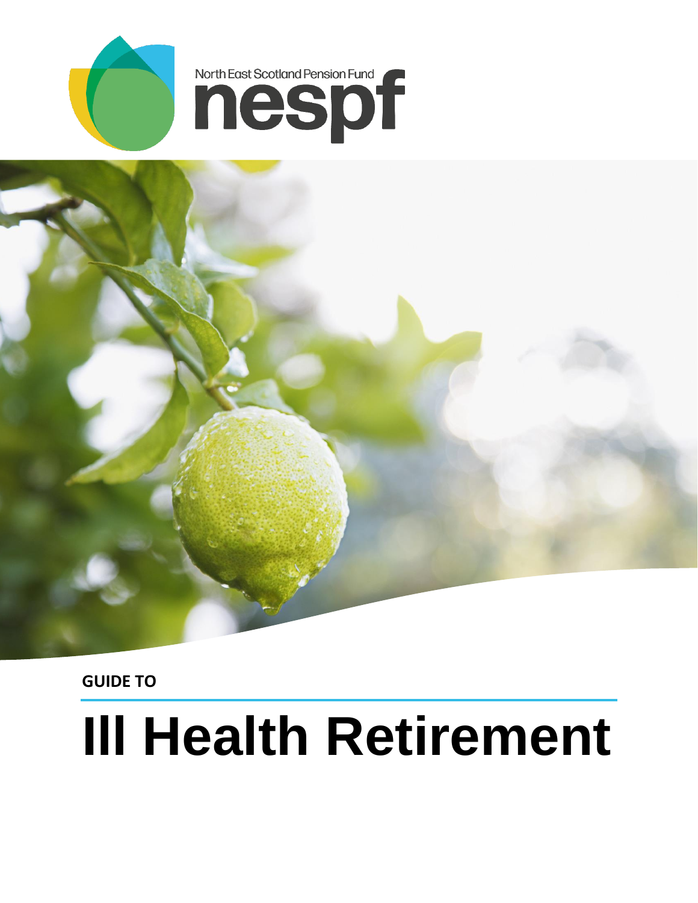North East Scotland Pension Fund

nespf

GUIDE TO

# Ill Health Retirement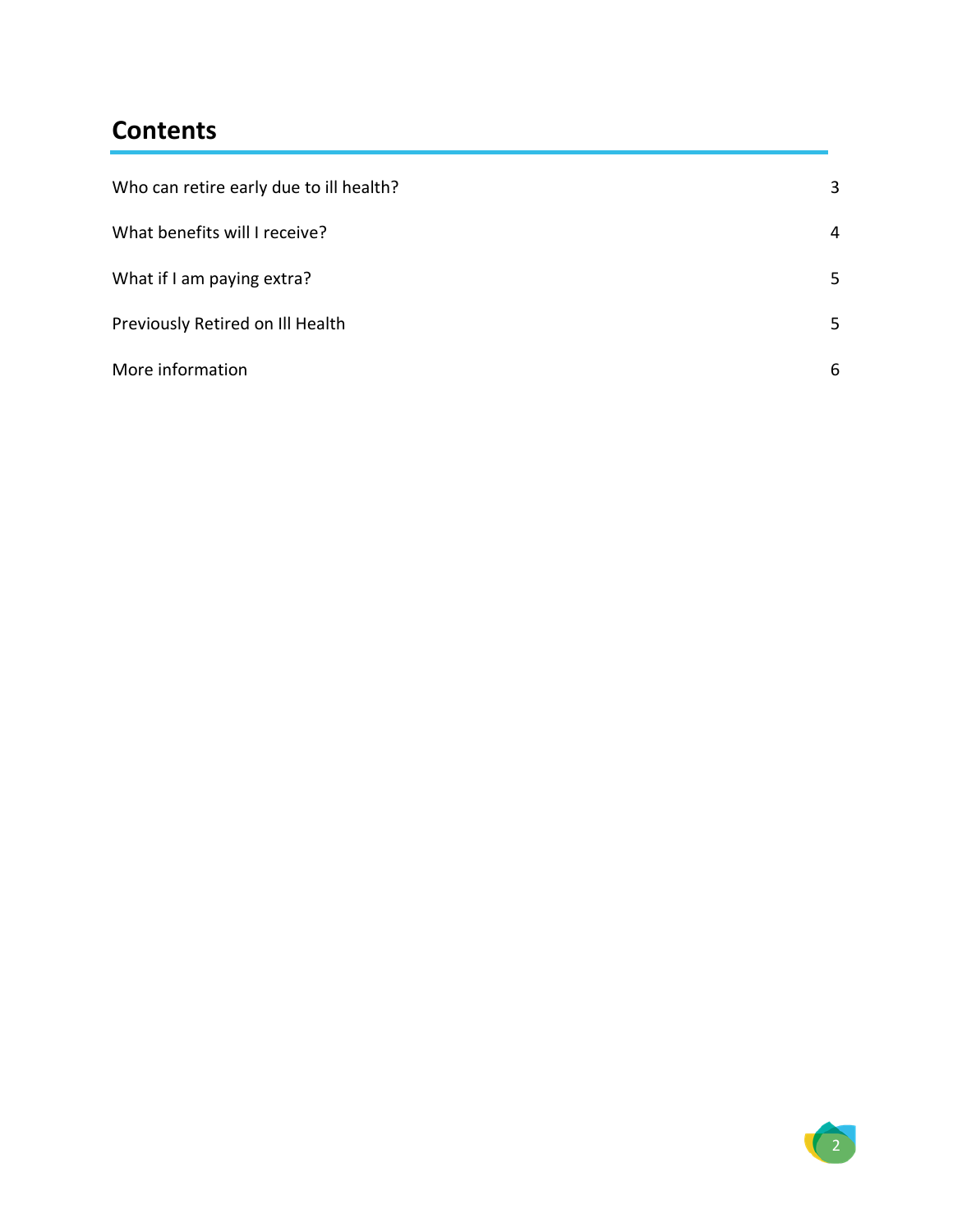## Contents

| | |
|---|---|
| Who can retire early due to ill health? | 3 |
| What benefits will I receive? | 4 |
| What if I am paying extra? | 5 |
| Previously Retired on Ill Health | 5 |
| More information | 6 |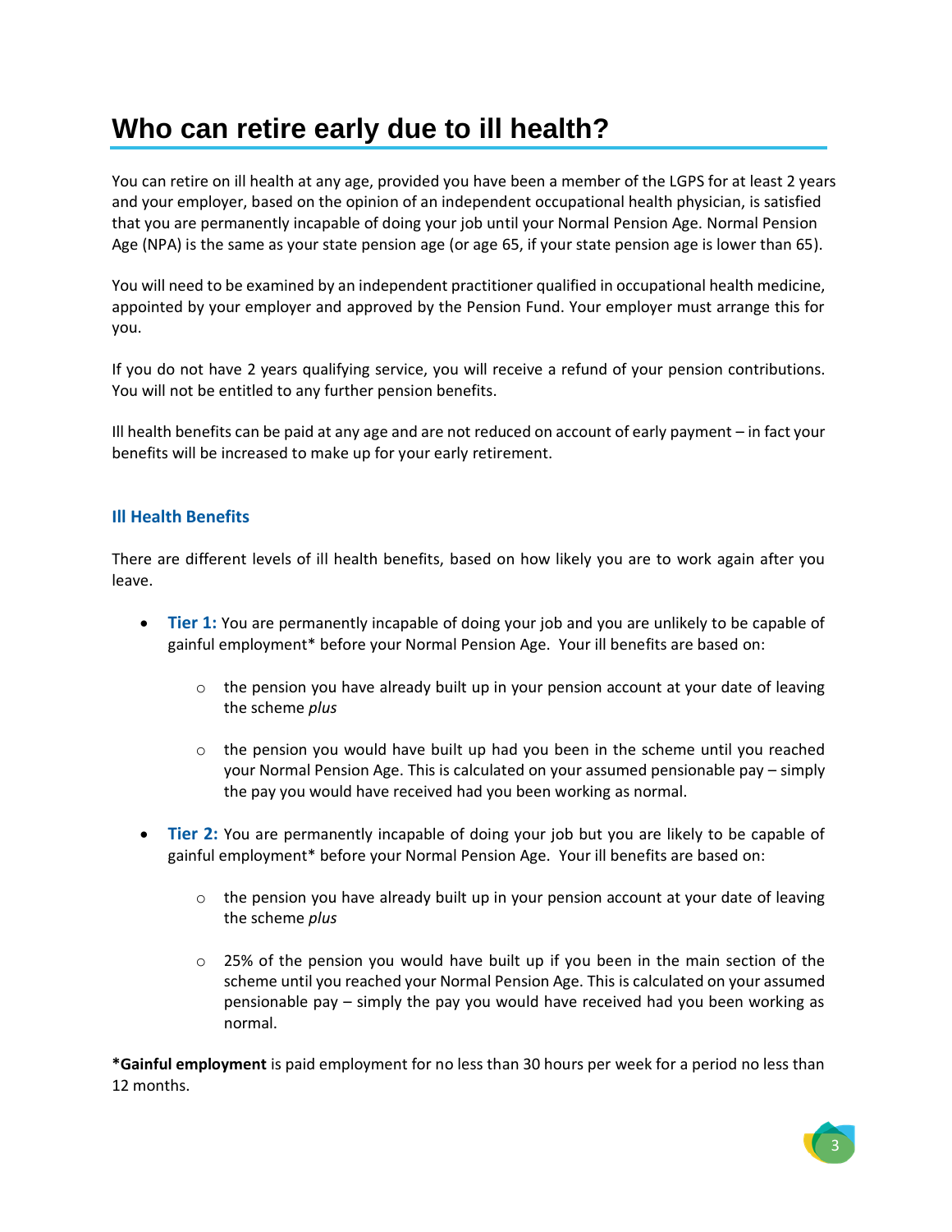# Who can retire early due to ill health?

You can retire on ill health at any age, provided you have been a member of the LGPS for at least 2 years and your employer, based on the opinion of an independent occupational health physician, is satisfied that you are permanently incapable of doing your job until your Normal Pension Age. Normal Pension Age (NPA) is the same as your state pension age (or age 65, if your state pension age is lower than 65).

You will need to be examined by an independent practitioner qualified in occupational health medicine, appointed by your employer and approved by the Pension Fund. Your employer must arrange this for you.

If you do not have 2 years qualifying service, you will receive a refund of your pension contributions. You will not be entitled to any further pension benefits.

Ill health benefits can be paid at any age and are not reduced on account of early payment – in fact your benefits will be increased to make up for your early retirement.

### Ill Health Benefits

There are different levels of ill health benefits, based on how likely you are to work again after you leave.

- **Tier 1:** You are permanently incapable of doing your job and you are unlikely to be capable of gainful employment* before your Normal Pension Age. Your ill benefits are based on:
  - the pension you have already built up in your pension account at your date of leaving the scheme *plus*
  - the pension you would have built up had you been in the scheme until you reached your Normal Pension Age. This is calculated on your assumed pensionable pay – simply the pay you would have received had you been working as normal.
- **Tier 2:** You are permanently incapable of doing your job but you are likely to be capable of gainful employment* before your Normal Pension Age. Your ill benefits are based on:
  - the pension you have already built up in your pension account at your date of leaving the scheme *plus*
  - 25% of the pension you would have built up if you been in the main section of the scheme until you reached your Normal Pension Age. This is calculated on your assumed pensionable pay – simply the pay you would have received had you been working as normal.

***Gainful employment** is paid employment for no less than 30 hours per week for a period no less than 12 months.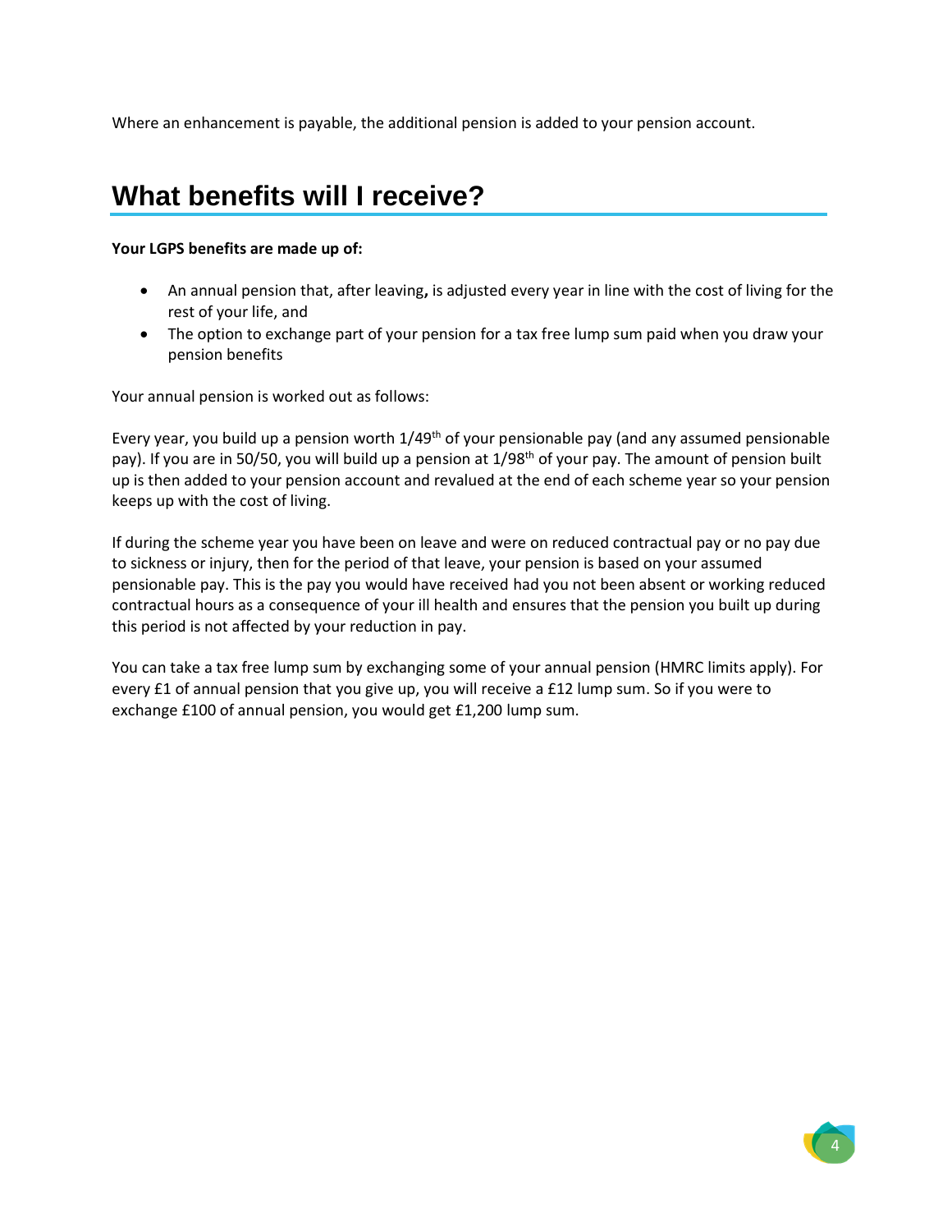Where an enhancement is payable, the additional pension is added to your pension account.

# What benefits will I receive?

**Your LGPS benefits are made up of:**

- An annual pension that, after leaving**,** is adjusted every year in line with the cost of living for the rest of your life, and
- The option to exchange part of your pension for a tax free lump sum paid when you draw your pension benefits

Your annual pension is worked out as follows:

Every year, you build up a pension worth 1/49$^{th}$ of your pensionable pay (and any assumed pensionable pay). If you are in 50/50, you will build up a pension at 1/98$^{th}$ of your pay. The amount of pension built up is then added to your pension account and revalued at the end of each scheme year so your pension keeps up with the cost of living.

If during the scheme year you have been on leave and were on reduced contractual pay or no pay due to sickness or injury, then for the period of that leave, your pension is based on your assumed pensionable pay. This is the pay you would have received had you not been absent or working reduced contractual hours as a consequence of your ill health and ensures that the pension you built up during this period is not affected by your reduction in pay.

You can take a tax free lump sum by exchanging some of your annual pension (HMRC limits apply). For every £1 of annual pension that you give up, you will receive a £12 lump sum. So if you were to exchange £100 of annual pension, you would get £1,200 lump sum.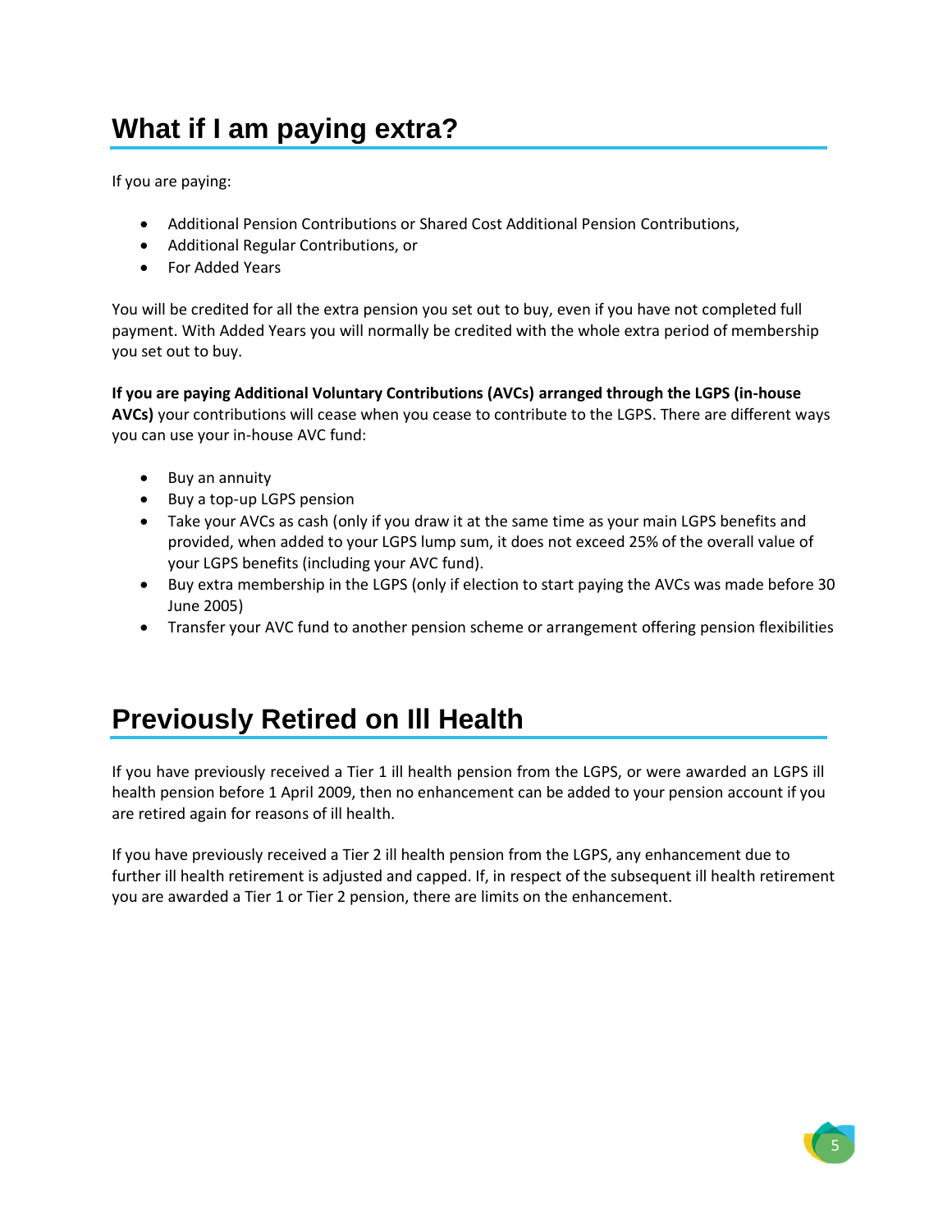# What if I am paying extra?

If you are paying:

- Additional Pension Contributions or Shared Cost Additional Pension Contributions,
- Additional Regular Contributions, or
- For Added Years

You will be credited for all the extra pension you set out to buy, even if you have not completed full payment. With Added Years you will normally be credited with the whole extra period of membership you set out to buy.

**If you are paying Additional Voluntary Contributions (AVCs) arranged through the LGPS (in-house AVCs)** your contributions will cease when you cease to contribute to the LGPS. There are different ways you can use your in-house AVC fund:

- Buy an annuity
- Buy a top-up LGPS pension
- Take your AVCs as cash (only if you draw it at the same time as your main LGPS benefits and provided, when added to your LGPS lump sum, it does not exceed 25% of the overall value of your LGPS benefits (including your AVC fund).
- Buy extra membership in the LGPS (only if election to start paying the AVCs was made before 30 June 2005)
- Transfer your AVC fund to another pension scheme or arrangement offering pension flexibilities

# Previously Retired on Ill Health

If you have previously received a Tier 1 ill health pension from the LGPS, or were awarded an LGPS ill health pension before 1 April 2009, then no enhancement can be added to your pension account if you are retired again for reasons of ill health.

If you have previously received a Tier 2 ill health pension from the LGPS, any enhancement due to further ill health retirement is adjusted and capped. If, in respect of the subsequent ill health retirement you are awarded a Tier 1 or Tier 2 pension, there are limits on the enhancement.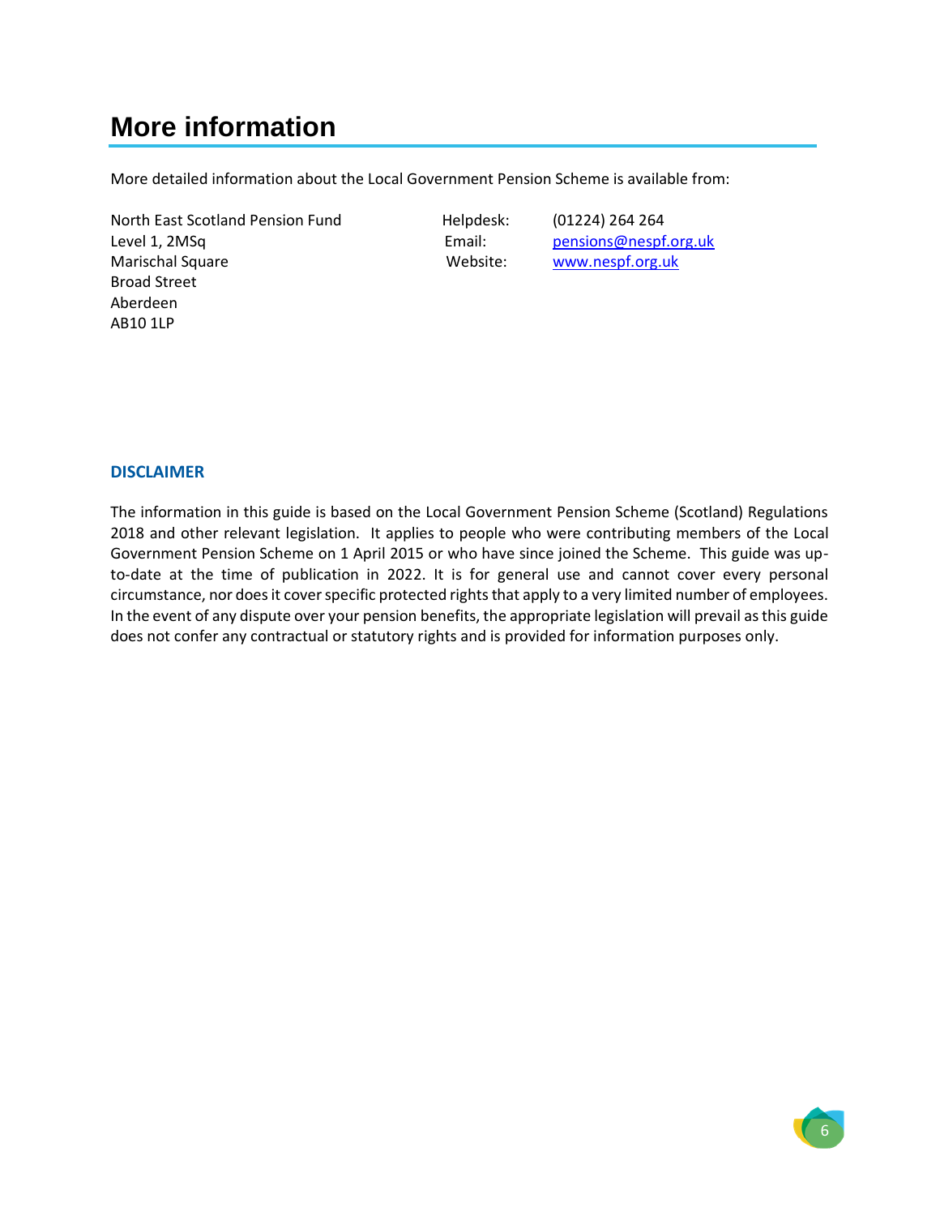# More information

More detailed information about the Local Government Pension Scheme is available from:

North East Scotland Pension Fund
Level 1, 2MSq
Marischal Square
Broad Street
Aberdeen
AB10 1LP

Helpdesk: (01224) 264 264
Email: pensions@nespf.org.uk
Website: www.nespf.org.uk

### DISCLAIMER

The information in this guide is based on the Local Government Pension Scheme (Scotland) Regulations 2018 and other relevant legislation. It applies to people who were contributing members of the Local Government Pension Scheme on 1 April 2015 or who have since joined the Scheme. This guide was up-to-date at the time of publication in 2022. It is for general use and cannot cover every personal circumstance, nor does it cover specific protected rights that apply to a very limited number of employees. In the event of any dispute over your pension benefits, the appropriate legislation will prevail as this guide does not confer any contractual or statutory rights and is provided for information purposes only.